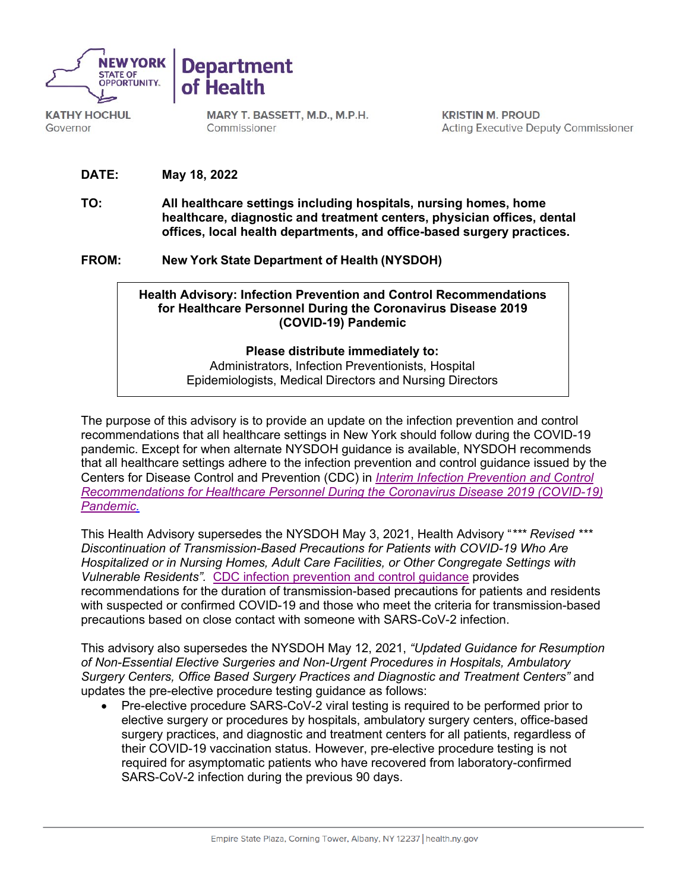**NEW YORK STATE OF OPPORTUNITY** | **Department of Health**

KATHY HOCHUL
Governor

MARY T. BASSETT, M.D., M.P.H.
Commissioner

KRISTIN M. PROUD
Acting Executive Deputy Commissioner

**DATE:** **May 18, 2022**

**TO:** **All healthcare settings including hospitals, nursing homes, home healthcare, diagnostic and treatment centers, physician offices, dental offices, local health departments, and office-based surgery practices.**

**FROM:** **New York State Department of Health (NYSDOH)**

**Health Advisory: Infection Prevention and Control Recommendations for Healthcare Personnel During the Coronavirus Disease 2019 (COVID-19) Pandemic**

**Please distribute immediately to:**
Administrators, Infection Preventionists, Hospital Epidemiologists, Medical Directors and Nursing Directors

The purpose of this advisory is to provide an update on the infection prevention and control recommendations that all healthcare settings in New York should follow during the COVID-19 pandemic. Except for when alternate NYSDOH guidance is available, NYSDOH recommends that all healthcare settings adhere to the infection prevention and control guidance issued by the Centers for Disease Control and Prevention (CDC) in *Interim Infection Prevention and Control Recommendations for Healthcare Personnel During the Coronavirus Disease 2019 (COVID-19) Pandemic.*

This Health Advisory supersedes the NYSDOH May 3, 2021, Health Advisory "*\*\*\* Revised \*\*\* Discontinuation of Transmission-Based Precautions for Patients with COVID-19 Who Are Hospitalized or in Nursing Homes, Adult Care Facilities, or Other Congregate Settings with Vulnerable Residents".* CDC infection prevention and control guidance provides recommendations for the duration of transmission-based precautions for patients and residents with suspected or confirmed COVID-19 and those who meet the criteria for transmission-based precautions based on close contact with someone with SARS-CoV-2 infection.

This advisory also supersedes the NYSDOH May 12, 2021, *"Updated Guidance for Resumption of Non-Essential Elective Surgeries and Non-Urgent Procedures in Hospitals, Ambulatory Surgery Centers, Office Based Surgery Practices and Diagnostic and Treatment Centers"* and updates the pre-elective procedure testing guidance as follows:

- Pre-elective procedure SARS-CoV-2 viral testing is required to be performed prior to elective surgery or procedures by hospitals, ambulatory surgery centers, office-based surgery practices, and diagnostic and treatment centers for all patients, regardless of their COVID-19 vaccination status. However, pre-elective procedure testing is not required for asymptomatic patients who have recovered from laboratory-confirmed SARS-CoV-2 infection during the previous 90 days.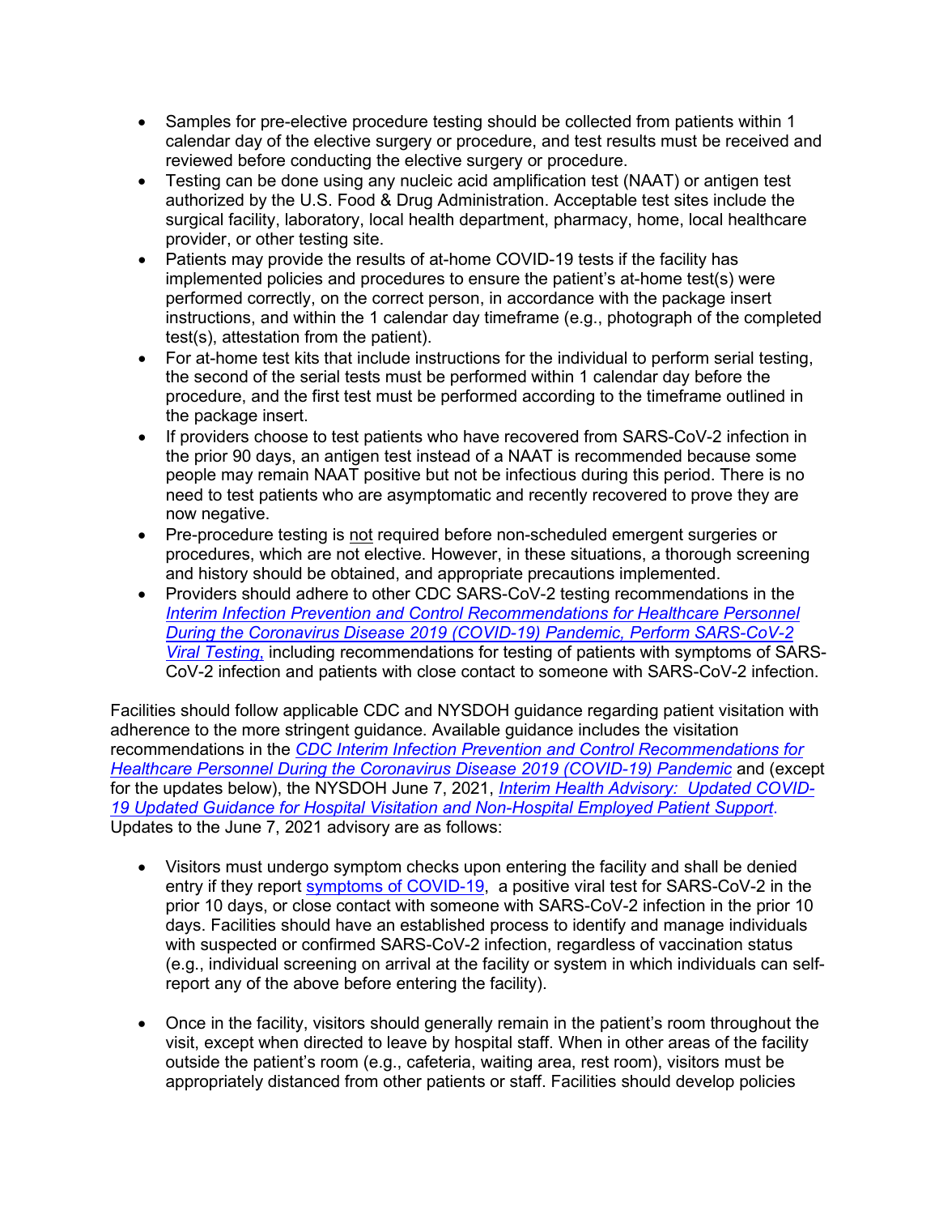- Samples for pre-elective procedure testing should be collected from patients within 1 calendar day of the elective surgery or procedure, and test results must be received and reviewed before conducting the elective surgery or procedure.
- Testing can be done using any nucleic acid amplification test (NAAT) or antigen test authorized by the U.S. Food & Drug Administration. Acceptable test sites include the surgical facility, laboratory, local health department, pharmacy, home, local healthcare provider, or other testing site.
- Patients may provide the results of at-home COVID-19 tests if the facility has implemented policies and procedures to ensure the patient's at-home test(s) were performed correctly, on the correct person, in accordance with the package insert instructions, and within the 1 calendar day timeframe (e.g., photograph of the completed test(s), attestation from the patient).
- For at-home test kits that include instructions for the individual to perform serial testing, the second of the serial tests must be performed within 1 calendar day before the procedure, and the first test must be performed according to the timeframe outlined in the package insert.
- If providers choose to test patients who have recovered from SARS-CoV-2 infection in the prior 90 days, an antigen test instead of a NAAT is recommended because some people may remain NAAT positive but not be infectious during this period. There is no need to test patients who are asymptomatic and recently recovered to prove they are now negative.
- Pre-procedure testing is <u>not</u> required before non-scheduled emergent surgeries or procedures, which are not elective. However, in these situations, a thorough screening and history should be obtained, and appropriate precautions implemented.
- Providers should adhere to other CDC SARS-CoV-2 testing recommendations in the *Interim Infection Prevention and Control Recommendations for Healthcare Personnel During the Coronavirus Disease 2019 (COVID-19) Pandemic, Perform SARS-CoV-2 Viral Testing,* including recommendations for testing of patients with symptoms of SARS-CoV-2 infection and patients with close contact to someone with SARS-CoV-2 infection.

Facilities should follow applicable CDC and NYSDOH guidance regarding patient visitation with adherence to the more stringent guidance. Available guidance includes the visitation recommendations in the *CDC Interim Infection Prevention and Control Recommendations for Healthcare Personnel During the Coronavirus Disease 2019 (COVID-19) Pandemic* and (except for the updates below), the NYSDOH June 7, 2021, *Interim Health Advisory: Updated COVID-19 Updated Guidance for Hospital Visitation and Non-Hospital Employed Patient Support*. Updates to the June 7, 2021 advisory are as follows:

- Visitors must undergo symptom checks upon entering the facility and shall be denied entry if they report symptoms of COVID-19, a positive viral test for SARS-CoV-2 in the prior 10 days, or close contact with someone with SARS-CoV-2 infection in the prior 10 days. Facilities should have an established process to identify and manage individuals with suspected or confirmed SARS-CoV-2 infection, regardless of vaccination status (e.g., individual screening on arrival at the facility or system in which individuals can self-report any of the above before entering the facility).

- Once in the facility, visitors should generally remain in the patient's room throughout the visit, except when directed to leave by hospital staff. When in other areas of the facility outside the patient's room (e.g., cafeteria, waiting area, rest room), visitors must be appropriately distanced from other patients or staff. Facilities should develop policies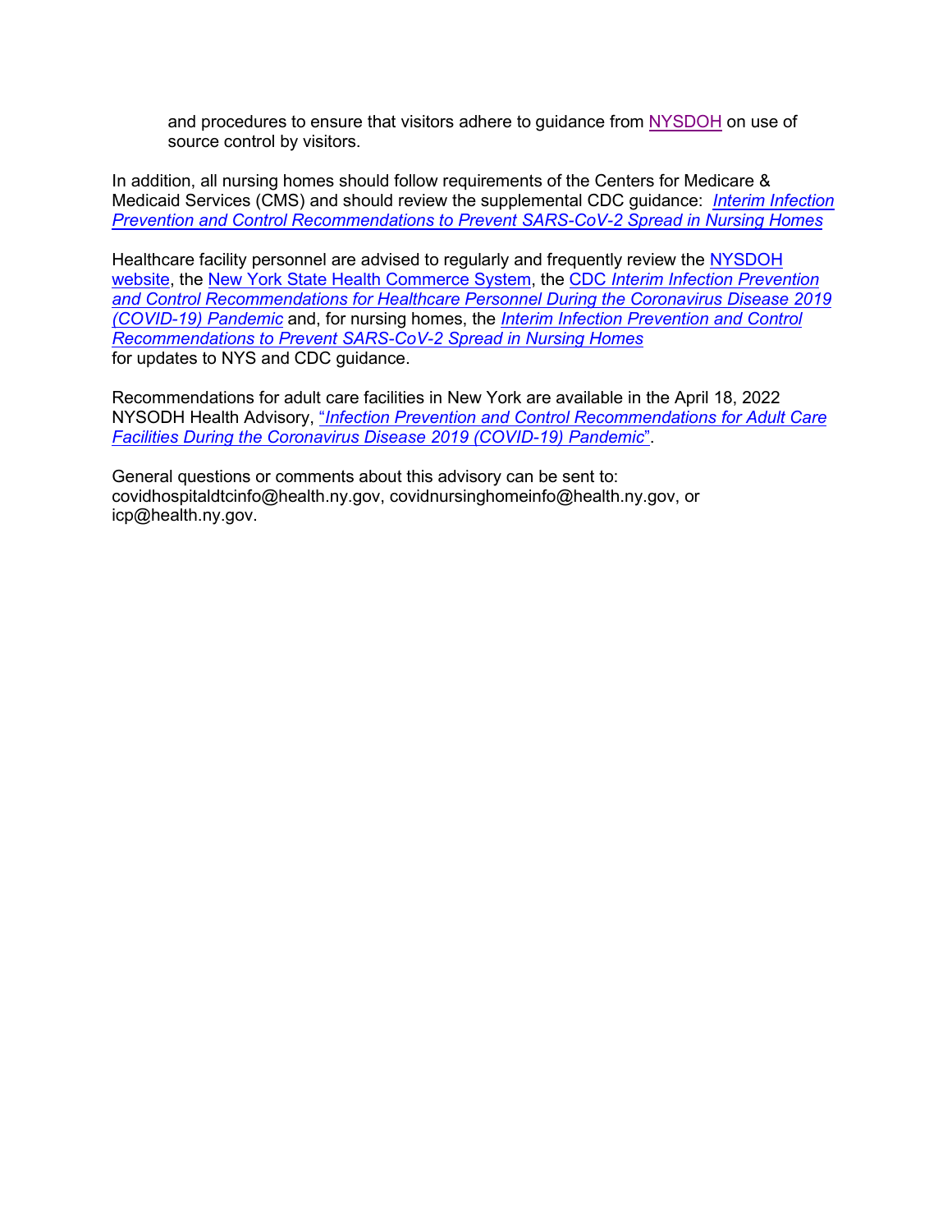and procedures to ensure that visitors adhere to guidance from NYSDOH on use of source control by visitors.

In addition, all nursing homes should follow requirements of the Centers for Medicare & Medicaid Services (CMS) and should review the supplemental CDC guidance: *Interim Infection Prevention and Control Recommendations to Prevent SARS-CoV-2 Spread in Nursing Homes*

Healthcare facility personnel are advised to regularly and frequently review the NYSDOH website, the New York State Health Commerce System, the CDC *Interim Infection Prevention and Control Recommendations for Healthcare Personnel During the Coronavirus Disease 2019 (COVID-19) Pandemic* and, for nursing homes, the *Interim Infection Prevention and Control Recommendations to Prevent SARS-CoV-2 Spread in Nursing Homes* for updates to NYS and CDC guidance.

Recommendations for adult care facilities in New York are available in the April 18, 2022 NYSODH Health Advisory, "*Infection Prevention and Control Recommendations for Adult Care Facilities During the Coronavirus Disease 2019 (COVID-19) Pandemic*".

General questions or comments about this advisory can be sent to: covidhospitaldtcinfo@health.ny.gov, covidnursinghomeinfo@health.ny.gov, or icp@health.ny.gov.